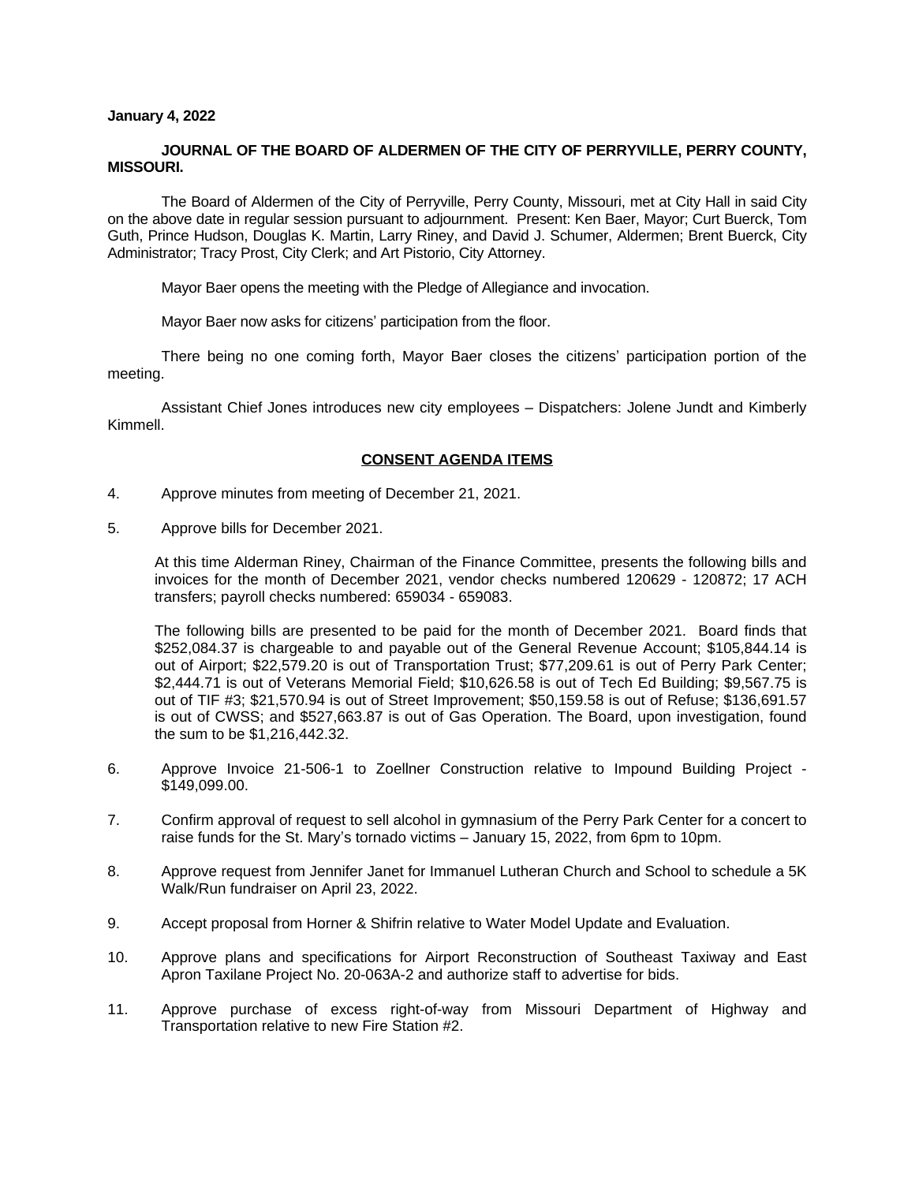**January 4, 2022**

**JOURNAL OF THE BOARD OF ALDERMEN OF THE CITY OF PERRYVILLE, PERRY COUNTY, MISSOURI.**

The Board of Aldermen of the City of Perryville, Perry County, Missouri, met at City Hall in said City on the above date in regular session pursuant to adjournment. Present: Ken Baer, Mayor; Curt Buerck, Tom Guth, Prince Hudson, Douglas K. Martin, Larry Riney, and David J. Schumer, Aldermen; Brent Buerck, City Administrator; Tracy Prost, City Clerk; and Art Pistorio, City Attorney.

Mayor Baer opens the meeting with the Pledge of Allegiance and invocation.

Mayor Baer now asks for citizens' participation from the floor.

There being no one coming forth, Mayor Baer closes the citizens' participation portion of the meeting.

Assistant Chief Jones introduces new city employees – Dispatchers: Jolene Jundt and Kimberly Kimmell.

**CONSENT AGENDA ITEMS**

4. Approve minutes from meeting of December 21, 2021.

5. Approve bills for December 2021.

   At this time Alderman Riney, Chairman of the Finance Committee, presents the following bills and invoices for the month of December 2021, vendor checks numbered 120629 - 120872; 17 ACH transfers; payroll checks numbered: 659034 - 659083.

   The following bills are presented to be paid for the month of December 2021. Board finds that $252,084.37 is chargeable to and payable out of the General Revenue Account; $105,844.14 is out of Airport; $22,579.20 is out of Transportation Trust; $77,209.61 is out of Perry Park Center; $2,444.71 is out of Veterans Memorial Field; $10,626.58 is out of Tech Ed Building; $9,567.75 is out of TIF #3; $21,570.94 is out of Street Improvement; $50,159.58 is out of Refuse; $136,691.57 is out of CWSS; and $527,663.87 is out of Gas Operation. The Board, upon investigation, found the sum to be $1,216,442.32.

6. Approve Invoice 21-506-1 to Zoellner Construction relative to Impound Building Project - $149,099.00.

7. Confirm approval of request to sell alcohol in gymnasium of the Perry Park Center for a concert to raise funds for the St. Mary's tornado victims – January 15, 2022, from 6pm to 10pm.

8. Approve request from Jennifer Janet for Immanuel Lutheran Church and School to schedule a 5K Walk/Run fundraiser on April 23, 2022.

9. Accept proposal from Horner & Shifrin relative to Water Model Update and Evaluation.

10. Approve plans and specifications for Airport Reconstruction of Southeast Taxiway and East Apron Taxilane Project No. 20-063A-2 and authorize staff to advertise for bids.

11. Approve purchase of excess right-of-way from Missouri Department of Highway and Transportation relative to new Fire Station #2.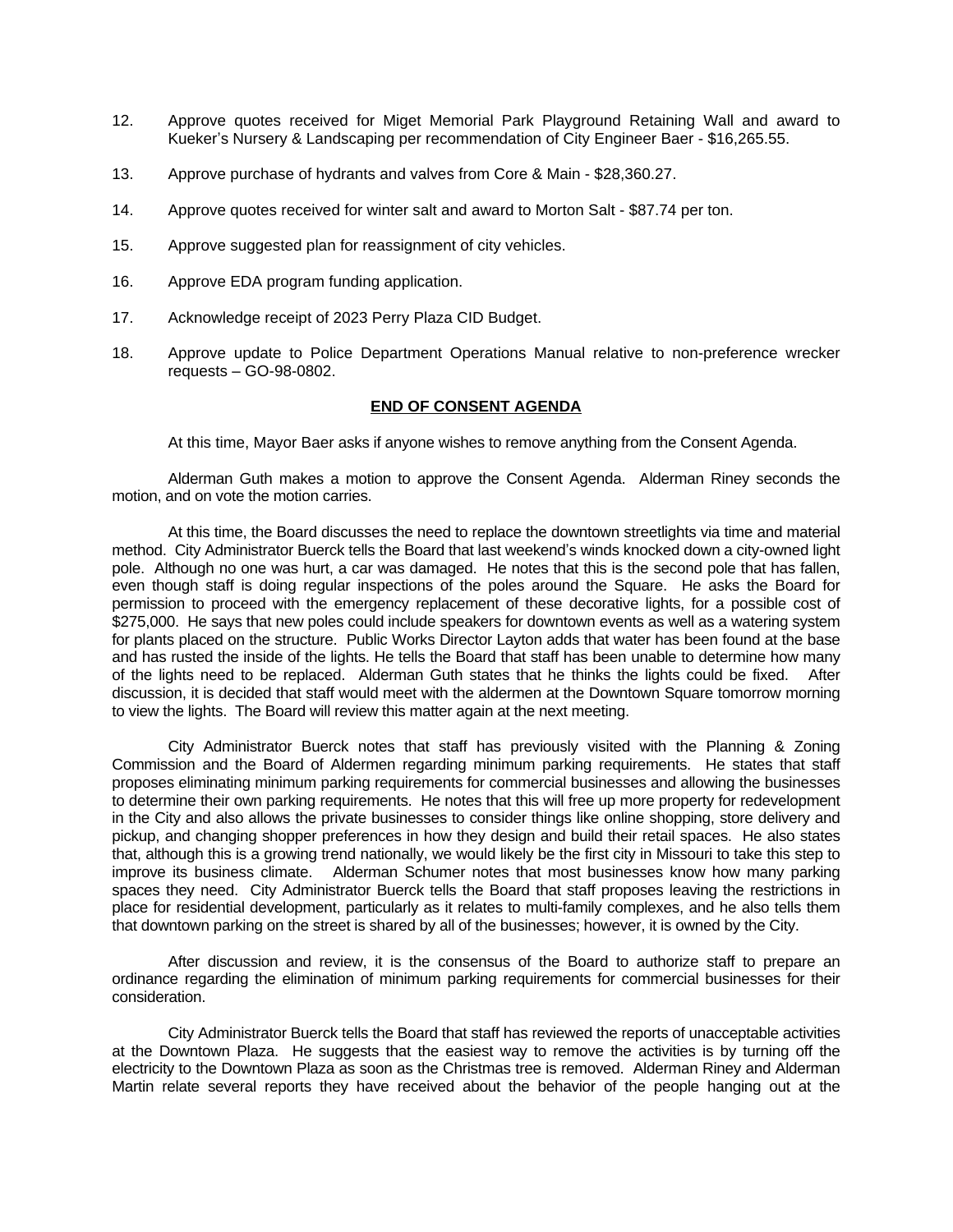12. Approve quotes received for Miget Memorial Park Playground Retaining Wall and award to Kueker's Nursery & Landscaping per recommendation of City Engineer Baer - $16,265.55.

13. Approve purchase of hydrants and valves from Core & Main - $28,360.27.

14. Approve quotes received for winter salt and award to Morton Salt - $87.74 per ton.

15. Approve suggested plan for reassignment of city vehicles.

16. Approve EDA program funding application.

17. Acknowledge receipt of 2023 Perry Plaza CID Budget.

18. Approve update to Police Department Operations Manual relative to non-preference wrecker requests – GO-98-0802.

**END OF CONSENT AGENDA**

At this time, Mayor Baer asks if anyone wishes to remove anything from the Consent Agenda.

Alderman Guth makes a motion to approve the Consent Agenda. Alderman Riney seconds the motion, and on vote the motion carries.

At this time, the Board discusses the need to replace the downtown streetlights via time and material method. City Administrator Buerck tells the Board that last weekend's winds knocked down a city-owned light pole. Although no one was hurt, a car was damaged. He notes that this is the second pole that has fallen, even though staff is doing regular inspections of the poles around the Square. He asks the Board for permission to proceed with the emergency replacement of these decorative lights, for a possible cost of $275,000. He says that new poles could include speakers for downtown events as well as a watering system for plants placed on the structure. Public Works Director Layton adds that water has been found at the base and has rusted the inside of the lights. He tells the Board that staff has been unable to determine how many of the lights need to be replaced. Alderman Guth states that he thinks the lights could be fixed. After discussion, it is decided that staff would meet with the aldermen at the Downtown Square tomorrow morning to view the lights. The Board will review this matter again at the next meeting.

City Administrator Buerck notes that staff has previously visited with the Planning & Zoning Commission and the Board of Aldermen regarding minimum parking requirements. He states that staff proposes eliminating minimum parking requirements for commercial businesses and allowing the businesses to determine their own parking requirements. He notes that this will free up more property for redevelopment in the City and also allows the private businesses to consider things like online shopping, store delivery and pickup, and changing shopper preferences in how they design and build their retail spaces. He also states that, although this is a growing trend nationally, we would likely be the first city in Missouri to take this step to improve its business climate. Alderman Schumer notes that most businesses know how many parking spaces they need. City Administrator Buerck tells the Board that staff proposes leaving the restrictions in place for residential development, particularly as it relates to multi-family complexes, and he also tells them that downtown parking on the street is shared by all of the businesses; however, it is owned by the City.

After discussion and review, it is the consensus of the Board to authorize staff to prepare an ordinance regarding the elimination of minimum parking requirements for commercial businesses for their consideration.

City Administrator Buerck tells the Board that staff has reviewed the reports of unacceptable activities at the Downtown Plaza. He suggests that the easiest way to remove the activities is by turning off the electricity to the Downtown Plaza as soon as the Christmas tree is removed. Alderman Riney and Alderman Martin relate several reports they have received about the behavior of the people hanging out at the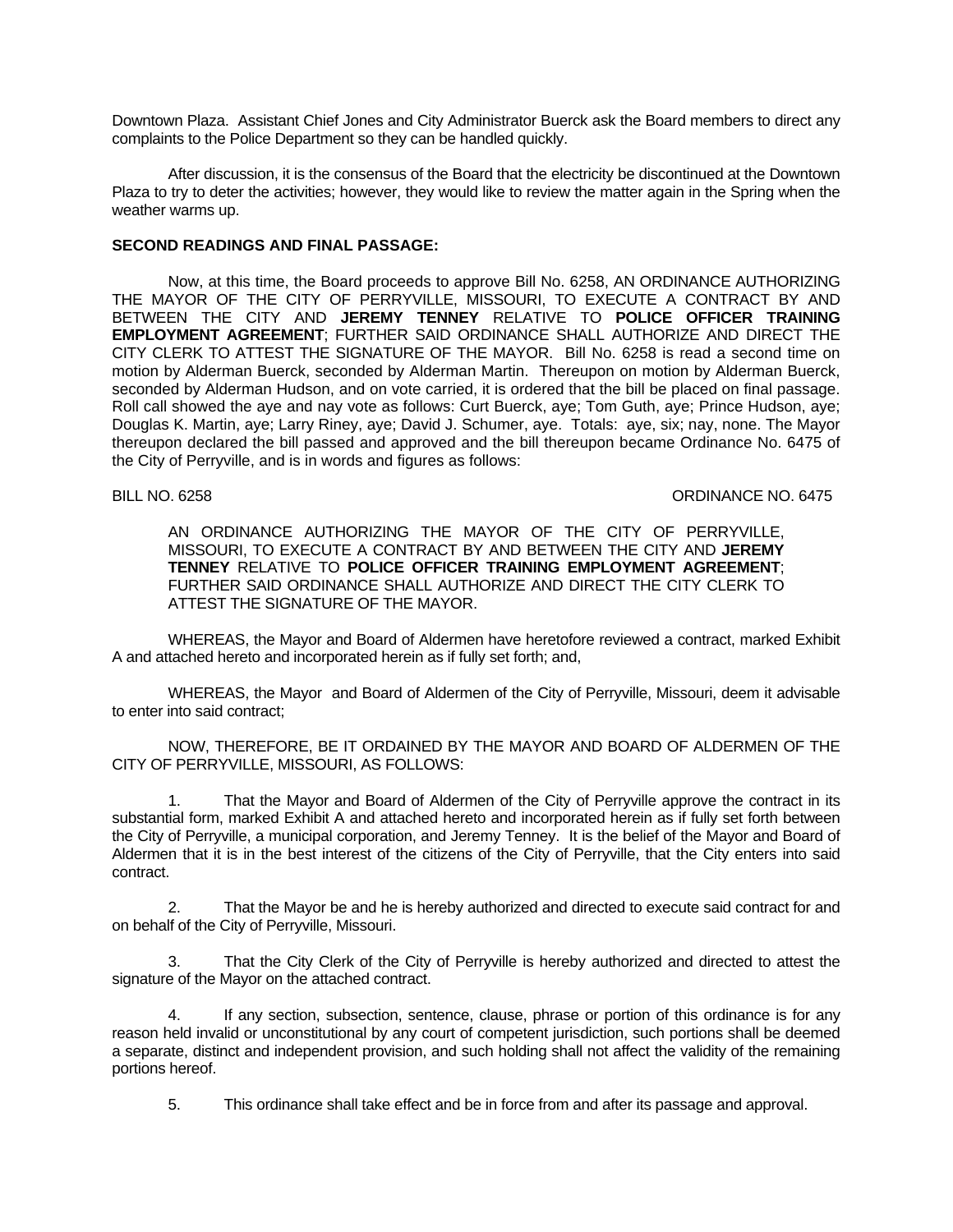Downtown Plaza. Assistant Chief Jones and City Administrator Buerck ask the Board members to direct any complaints to the Police Department so they can be handled quickly.

After discussion, it is the consensus of the Board that the electricity be discontinued at the Downtown Plaza to try to deter the activities; however, they would like to review the matter again in the Spring when the weather warms up.

**SECOND READINGS AND FINAL PASSAGE:**

Now, at this time, the Board proceeds to approve Bill No. 6258, AN ORDINANCE AUTHORIZING THE MAYOR OF THE CITY OF PERRYVILLE, MISSOURI, TO EXECUTE A CONTRACT BY AND BETWEEN THE CITY AND **JEREMY TENNEY** RELATIVE TO **POLICE OFFICER TRAINING EMPLOYMENT AGREEMENT**; FURTHER SAID ORDINANCE SHALL AUTHORIZE AND DIRECT THE CITY CLERK TO ATTEST THE SIGNATURE OF THE MAYOR. Bill No. 6258 is read a second time on motion by Alderman Buerck, seconded by Alderman Martin. Thereupon on motion by Alderman Buerck, seconded by Alderman Hudson, and on vote carried, it is ordered that the bill be placed on final passage. Roll call showed the aye and nay vote as follows: Curt Buerck, aye; Tom Guth, aye; Prince Hudson, aye; Douglas K. Martin, aye; Larry Riney, aye; David J. Schumer, aye. Totals: aye, six; nay, none. The Mayor thereupon declared the bill passed and approved and the bill thereupon became Ordinance No. 6475 of the City of Perryville, and is in words and figures as follows:

BILL NO. 6258 ORDINANCE NO. 6475

AN ORDINANCE AUTHORIZING THE MAYOR OF THE CITY OF PERRYVILLE, MISSOURI, TO EXECUTE A CONTRACT BY AND BETWEEN THE CITY AND **JEREMY TENNEY** RELATIVE TO **POLICE OFFICER TRAINING EMPLOYMENT AGREEMENT**; FURTHER SAID ORDINANCE SHALL AUTHORIZE AND DIRECT THE CITY CLERK TO ATTEST THE SIGNATURE OF THE MAYOR.

WHEREAS, the Mayor and Board of Aldermen have heretofore reviewed a contract, marked Exhibit A and attached hereto and incorporated herein as if fully set forth; and,

WHEREAS, the Mayor and Board of Aldermen of the City of Perryville, Missouri, deem it advisable to enter into said contract;

NOW, THEREFORE, BE IT ORDAINED BY THE MAYOR AND BOARD OF ALDERMEN OF THE CITY OF PERRYVILLE, MISSOURI, AS FOLLOWS:

1. That the Mayor and Board of Aldermen of the City of Perryville approve the contract in its substantial form, marked Exhibit A and attached hereto and incorporated herein as if fully set forth between the City of Perryville, a municipal corporation, and Jeremy Tenney. It is the belief of the Mayor and Board of Aldermen that it is in the best interest of the citizens of the City of Perryville, that the City enters into said contract.

2. That the Mayor be and he is hereby authorized and directed to execute said contract for and on behalf of the City of Perryville, Missouri.

3. That the City Clerk of the City of Perryville is hereby authorized and directed to attest the signature of the Mayor on the attached contract.

4. If any section, subsection, sentence, clause, phrase or portion of this ordinance is for any reason held invalid or unconstitutional by any court of competent jurisdiction, such portions shall be deemed a separate, distinct and independent provision, and such holding shall not affect the validity of the remaining portions hereof.

5. This ordinance shall take effect and be in force from and after its passage and approval.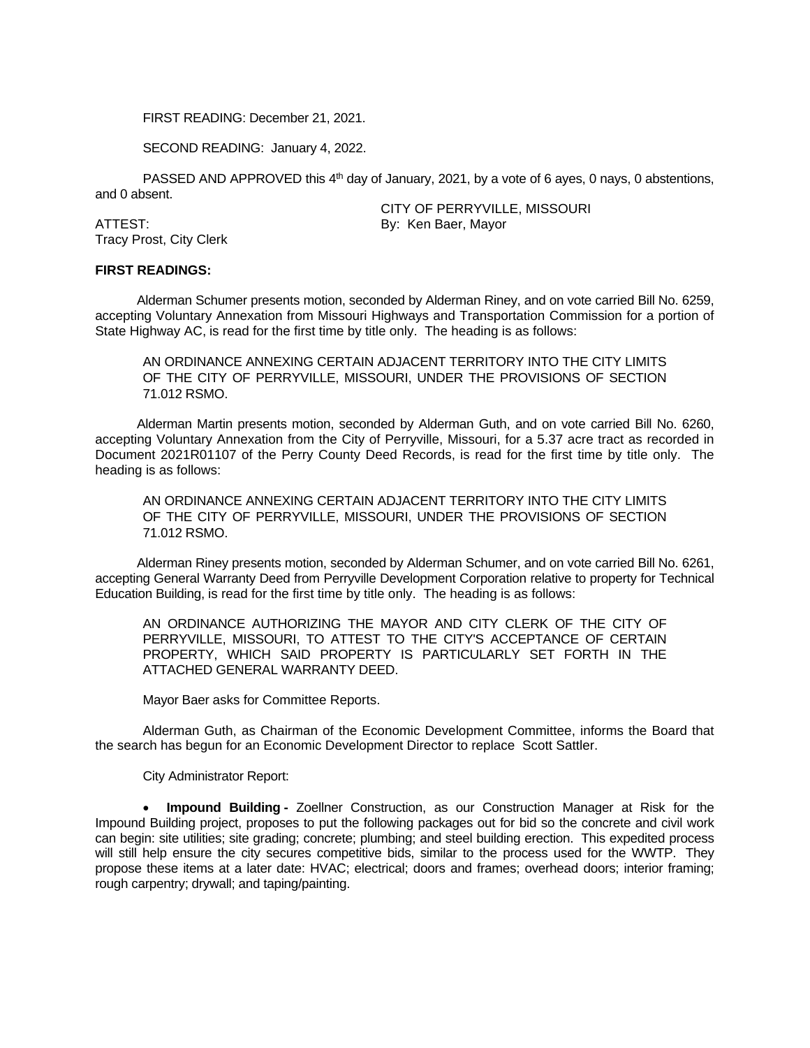FIRST READING: December 21, 2021.

SECOND READING: January 4, 2022.

PASSED AND APPROVED this 4th day of January, 2021, by a vote of 6 ayes, 0 nays, 0 abstentions, and 0 absent.

CITY OF PERRYVILLE, MISSOURI
By: Ken Baer, Mayor

ATTEST:
Tracy Prost, City Clerk

**FIRST READINGS:**

Alderman Schumer presents motion, seconded by Alderman Riney, and on vote carried Bill No. 6259, accepting Voluntary Annexation from Missouri Highways and Transportation Commission for a portion of State Highway AC, is read for the first time by title only. The heading is as follows:

AN ORDINANCE ANNEXING CERTAIN ADJACENT TERRITORY INTO THE CITY LIMITS OF THE CITY OF PERRYVILLE, MISSOURI, UNDER THE PROVISIONS OF SECTION 71.012 RSMO.

Alderman Martin presents motion, seconded by Alderman Guth, and on vote carried Bill No. 6260, accepting Voluntary Annexation from the City of Perryville, Missouri, for a 5.37 acre tract as recorded in Document 2021R01107 of the Perry County Deed Records, is read for the first time by title only. The heading is as follows:

AN ORDINANCE ANNEXING CERTAIN ADJACENT TERRITORY INTO THE CITY LIMITS OF THE CITY OF PERRYVILLE, MISSOURI, UNDER THE PROVISIONS OF SECTION 71.012 RSMO.

Alderman Riney presents motion, seconded by Alderman Schumer, and on vote carried Bill No. 6261, accepting General Warranty Deed from Perryville Development Corporation relative to property for Technical Education Building, is read for the first time by title only. The heading is as follows:

AN ORDINANCE AUTHORIZING THE MAYOR AND CITY CLERK OF THE CITY OF PERRYVILLE, MISSOURI, TO ATTEST TO THE CITY'S ACCEPTANCE OF CERTAIN PROPERTY, WHICH SAID PROPERTY IS PARTICULARLY SET FORTH IN THE ATTACHED GENERAL WARRANTY DEED.

Mayor Baer asks for Committee Reports.

Alderman Guth, as Chairman of the Economic Development Committee, informs the Board that the search has begun for an Economic Development Director to replace Scott Sattler.

City Administrator Report:

- **Impound Building -** Zoellner Construction, as our Construction Manager at Risk for the Impound Building project, proposes to put the following packages out for bid so the concrete and civil work can begin: site utilities; site grading; concrete; plumbing; and steel building erection. This expedited process will still help ensure the city secures competitive bids, similar to the process used for the WWTP. They propose these items at a later date: HVAC; electrical; doors and frames; overhead doors; interior framing; rough carpentry; drywall; and taping/painting.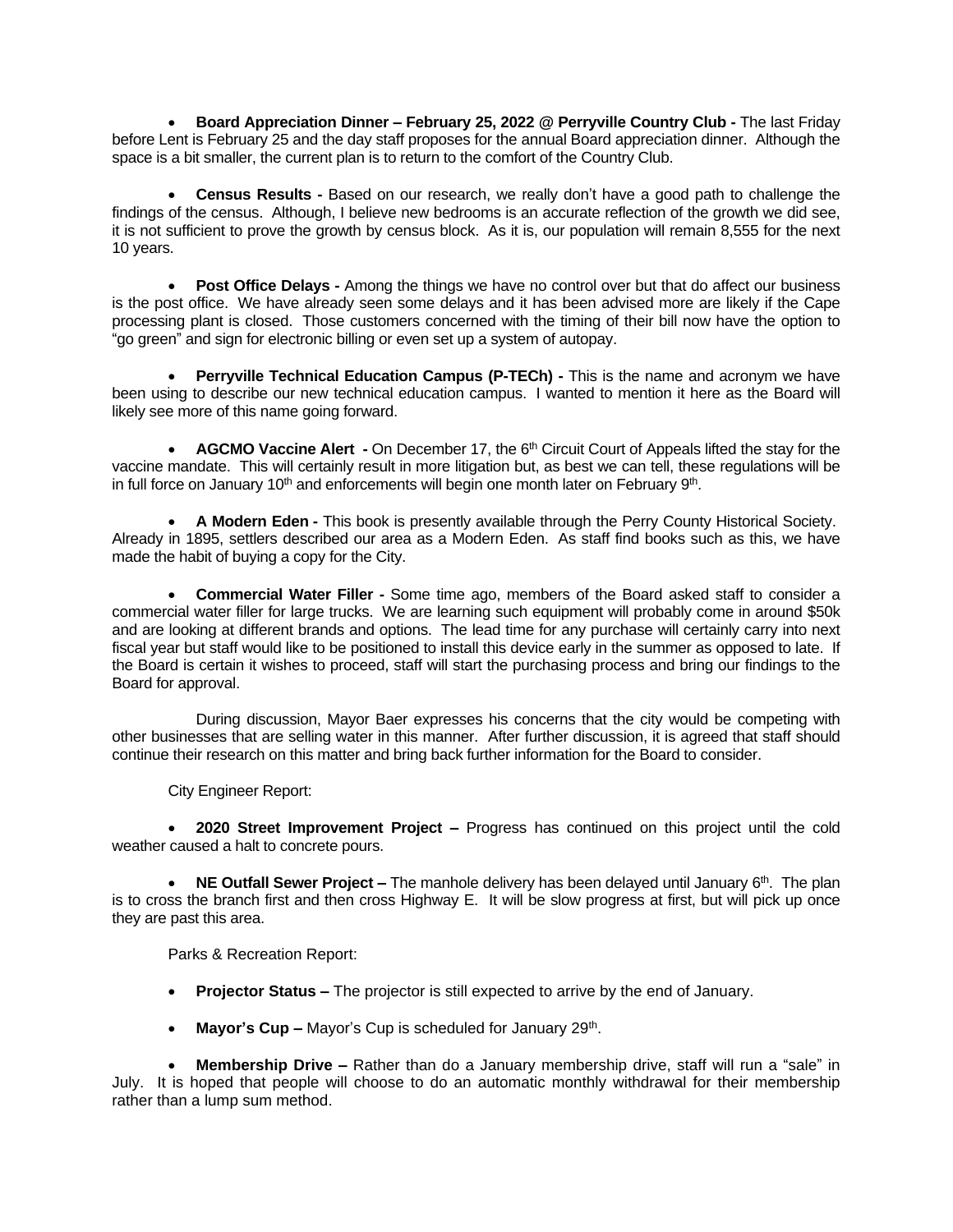- **Board Appreciation Dinner – February 25, 2022 @ Perryville Country Club -** The last Friday before Lent is February 25 and the day staff proposes for the annual Board appreciation dinner. Although the space is a bit smaller, the current plan is to return to the comfort of the Country Club.

- **Census Results -** Based on our research, we really don't have a good path to challenge the findings of the census. Although, I believe new bedrooms is an accurate reflection of the growth we did see, it is not sufficient to prove the growth by census block. As it is, our population will remain 8,555 for the next 10 years.

- **Post Office Delays -** Among the things we have no control over but that do affect our business is the post office. We have already seen some delays and it has been advised more are likely if the Cape processing plant is closed. Those customers concerned with the timing of their bill now have the option to "go green" and sign for electronic billing or even set up a system of autopay.

- **Perryville Technical Education Campus (P-TECh) -** This is the name and acronym we have been using to describe our new technical education campus. I wanted to mention it here as the Board will likely see more of this name going forward.

- **AGCMO Vaccine Alert -** On December 17, the 6th Circuit Court of Appeals lifted the stay for the vaccine mandate. This will certainly result in more litigation but, as best we can tell, these regulations will be in full force on January 10th and enforcements will begin one month later on February 9th.

- **A Modern Eden -** This book is presently available through the Perry County Historical Society. Already in 1895, settlers described our area as a Modern Eden. As staff find books such as this, we have made the habit of buying a copy for the City.

- **Commercial Water Filler -** Some time ago, members of the Board asked staff to consider a commercial water filler for large trucks. We are learning such equipment will probably come in around $50k and are looking at different brands and options. The lead time for any purchase will certainly carry into next fiscal year but staff would like to be positioned to install this device early in the summer as opposed to late. If the Board is certain it wishes to proceed, staff will start the purchasing process and bring our findings to the Board for approval.

During discussion, Mayor Baer expresses his concerns that the city would be competing with other businesses that are selling water in this manner. After further discussion, it is agreed that staff should continue their research on this matter and bring back further information for the Board to consider.

City Engineer Report:

- **2020 Street Improvement Project –** Progress has continued on this project until the cold weather caused a halt to concrete pours.

- **NE Outfall Sewer Project –** The manhole delivery has been delayed until January 6th. The plan is to cross the branch first and then cross Highway E. It will be slow progress at first, but will pick up once they are past this area.

Parks & Recreation Report:

- **Projector Status –** The projector is still expected to arrive by the end of January.

- **Mayor's Cup –** Mayor's Cup is scheduled for January 29th.

- **Membership Drive –** Rather than do a January membership drive, staff will run a "sale" in July. It is hoped that people will choose to do an automatic monthly withdrawal for their membership rather than a lump sum method.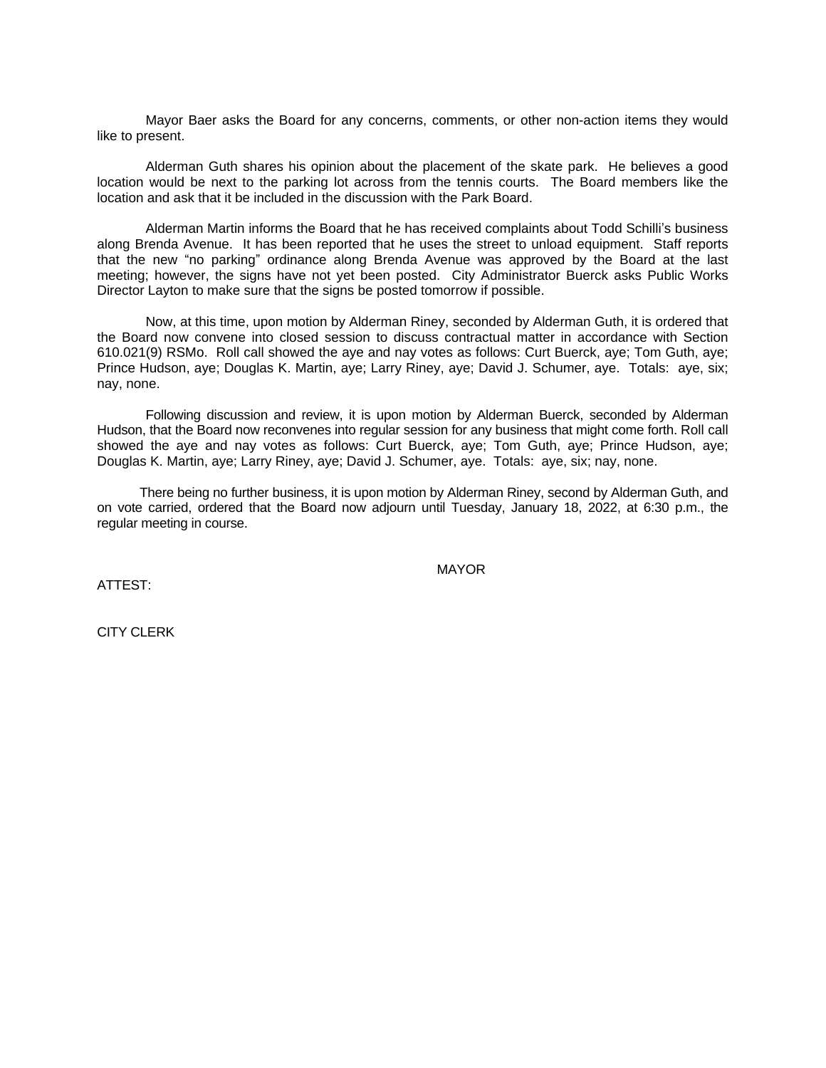Mayor Baer asks the Board for any concerns, comments, or other non-action items they would like to present.

Alderman Guth shares his opinion about the placement of the skate park. He believes a good location would be next to the parking lot across from the tennis courts. The Board members like the location and ask that it be included in the discussion with the Park Board.

Alderman Martin informs the Board that he has received complaints about Todd Schilli's business along Brenda Avenue. It has been reported that he uses the street to unload equipment. Staff reports that the new "no parking" ordinance along Brenda Avenue was approved by the Board at the last meeting; however, the signs have not yet been posted. City Administrator Buerck asks Public Works Director Layton to make sure that the signs be posted tomorrow if possible.

Now, at this time, upon motion by Alderman Riney, seconded by Alderman Guth, it is ordered that the Board now convene into closed session to discuss contractual matter in accordance with Section 610.021(9) RSMo. Roll call showed the aye and nay votes as follows: Curt Buerck, aye; Tom Guth, aye; Prince Hudson, aye; Douglas K. Martin, aye; Larry Riney, aye; David J. Schumer, aye. Totals: aye, six; nay, none.

Following discussion and review, it is upon motion by Alderman Buerck, seconded by Alderman Hudson, that the Board now reconvenes into regular session for any business that might come forth. Roll call showed the aye and nay votes as follows: Curt Buerck, aye; Tom Guth, aye; Prince Hudson, aye; Douglas K. Martin, aye; Larry Riney, aye; David J. Schumer, aye. Totals: aye, six; nay, none.

There being no further business, it is upon motion by Alderman Riney, second by Alderman Guth, and on vote carried, ordered that the Board now adjourn until Tuesday, January 18, 2022, at 6:30 p.m., the regular meeting in course.

MAYOR

ATTEST:

CITY CLERK